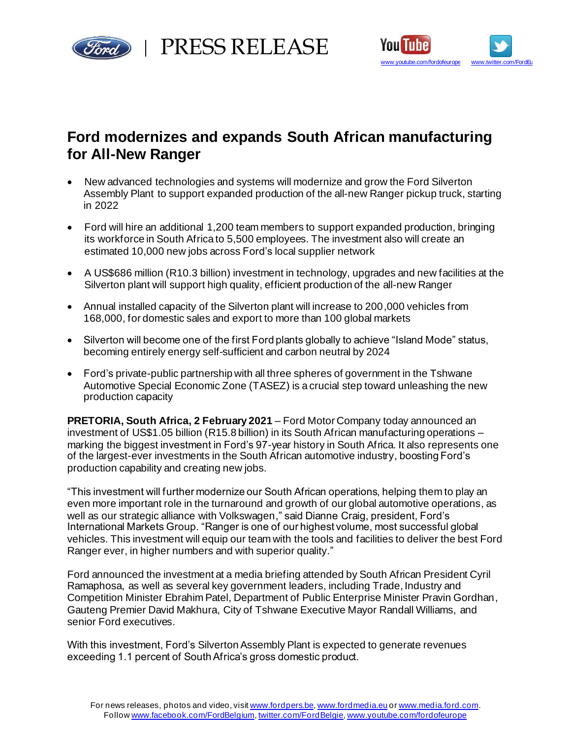PRESS RELEASE

[www.youtube.com/fordofeurope](http://www.youtube.com/fordofeurope) [www.twitter.com/FordEu](http://www.twitter.com/FordEu)

# Ford modernizes and expands South African manufacturing for All-New Ranger

- New advanced technologies and systems will modernize and grow the Ford Silverton Assembly Plant to support expanded production of the all-new Ranger pickup truck, starting in 2022
- Ford will hire an additional 1,200 team members to support expanded production, bringing its workforce in South Africa to 5,500 employees. The investment also will create an estimated 10,000 new jobs across Ford's local supplier network
- A US$686 million (R10.3 billion) investment in technology, upgrades and new facilities at the Silverton plant will support high quality, efficient production of the all-new Ranger
- Annual installed capacity of the Silverton plant will increase to 200,000 vehicles from 168,000, for domestic sales and export to more than 100 global markets
- Silverton will become one of the first Ford plants globally to achieve "Island Mode" status, becoming entirely energy self-sufficient and carbon neutral by 2024
- Ford's private-public partnership with all three spheres of government in the Tshwane Automotive Special Economic Zone (TASEZ) is a crucial step toward unleashing the new production capacity

**PRETORIA, South Africa, 2 February 2021** – Ford Motor Company today announced an investment of US$1.05 billion (R15.8 billion) in its South African manufacturing operations – marking the biggest investment in Ford's 97-year history in South Africa. It also represents one of the largest-ever investments in the South African automotive industry, boosting Ford's production capability and creating new jobs.

"This investment will further modernize our South African operations, helping them to play an even more important role in the turnaround and growth of our global automotive operations, as well as our strategic alliance with Volkswagen," said Dianne Craig, president, Ford's International Markets Group. "Ranger is one of our highest volume, most successful global vehicles. This investment will equip our team with the tools and facilities to deliver the best Ford Ranger ever, in higher numbers and with superior quality."

Ford announced the investment at a media briefing attended by South African President Cyril Ramaphosa, as well as several key government leaders, including Trade, Industry and Competition Minister Ebrahim Patel, Department of Public Enterprise Minister Pravin Gordhan, Gauteng Premier David Makhura, City of Tshwane Executive Mayor Randall Williams, and senior Ford executives.

With this investment, Ford's Silverton Assembly Plant is expected to generate revenues exceeding 1.1 percent of South Africa's gross domestic product.

For news releases, photos and video, visit [www.fordpers.be](http://www.fordpers.be), [www.fordmedia.eu](http://www.fordmedia.eu) or [www.media.ford.com](http://www.media.ford.com).
Follow [www.facebook.com/FordBelgium](http://www.facebook.com/FordBelgium), [twitter.com/FordBelgie](http://twitter.com/FordBelgie), [www.youtube.com/fordofeurope](http://www.youtube.com/fordofeurope)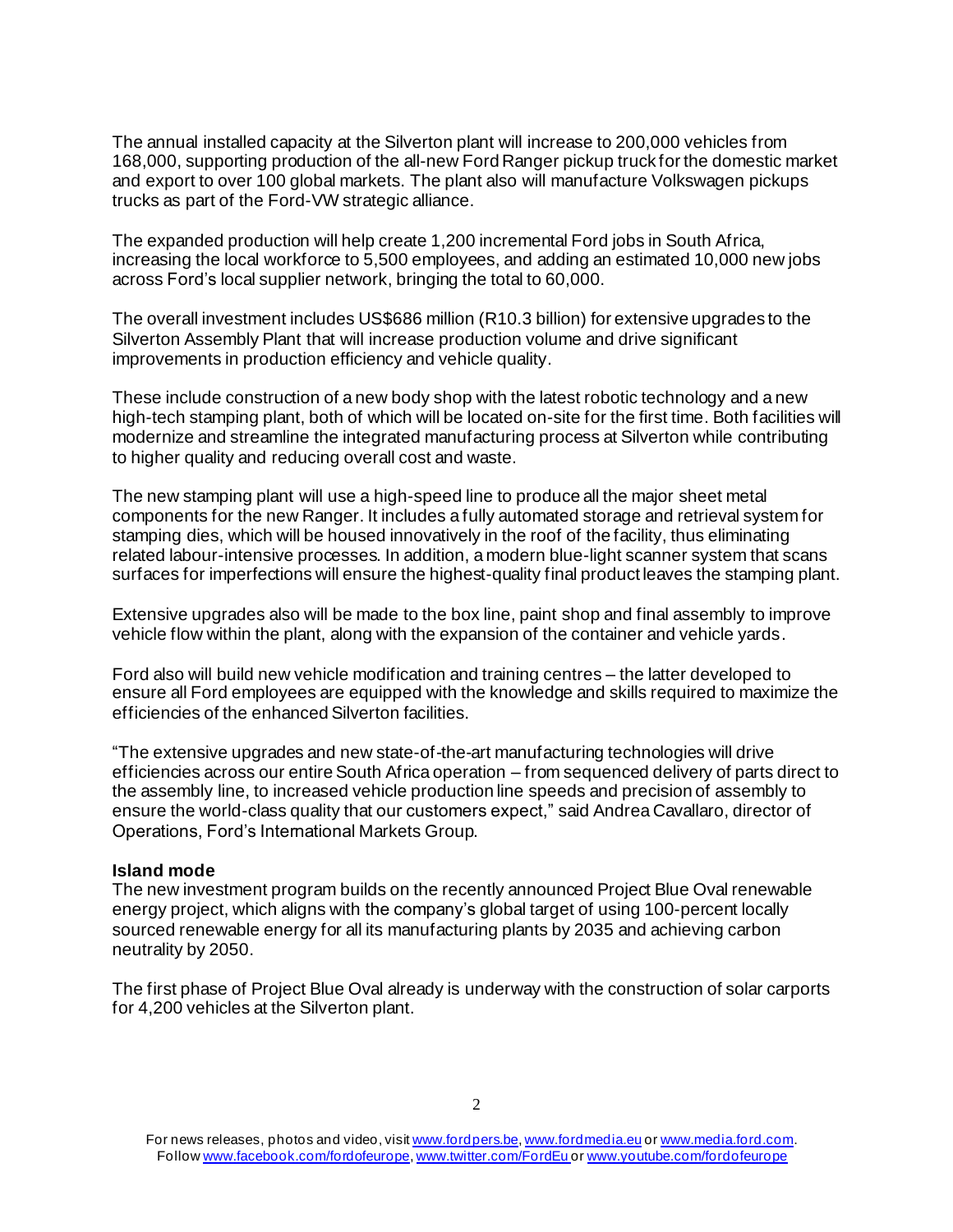The annual installed capacity at the Silverton plant will increase to 200,000 vehicles from 168,000, supporting production of the all-new Ford Ranger pickup truck for the domestic market and export to over 100 global markets. The plant also will manufacture Volkswagen pickups trucks as part of the Ford-VW strategic alliance.

The expanded production will help create 1,200 incremental Ford jobs in South Africa, increasing the local workforce to 5,500 employees, and adding an estimated 10,000 new jobs across Ford's local supplier network, bringing the total to 60,000.

The overall investment includes US$686 million (R10.3 billion) for extensive upgrades to the Silverton Assembly Plant that will increase production volume and drive significant improvements in production efficiency and vehicle quality.

These include construction of a new body shop with the latest robotic technology and a new high-tech stamping plant, both of which will be located on-site for the first time. Both facilities will modernize and streamline the integrated manufacturing process at Silverton while contributing to higher quality and reducing overall cost and waste.

The new stamping plant will use a high-speed line to produce all the major sheet metal components for the new Ranger. It includes a fully automated storage and retrieval system for stamping dies, which will be housed innovatively in the roof of the facility, thus eliminating related labour-intensive processes. In addition, a modern blue-light scanner system that scans surfaces for imperfections will ensure the highest-quality final product leaves the stamping plant.

Extensive upgrades also will be made to the box line, paint shop and final assembly to improve vehicle flow within the plant, along with the expansion of the container and vehicle yards.

Ford also will build new vehicle modification and training centres – the latter developed to ensure all Ford employees are equipped with the knowledge and skills required to maximize the efficiencies of the enhanced Silverton facilities.

"The extensive upgrades and new state-of-the-art manufacturing technologies will drive efficiencies across our entire South Africa operation – from sequenced delivery of parts direct to the assembly line, to increased vehicle production line speeds and precision of assembly to ensure the world-class quality that our customers expect," said Andrea Cavallaro, director of Operations, Ford's International Markets Group.

**Island mode**

The new investment program builds on the recently announced Project Blue Oval renewable energy project, which aligns with the company's global target of using 100-percent locally sourced renewable energy for all its manufacturing plants by 2035 and achieving carbon neutrality by 2050.

The first phase of Project Blue Oval already is underway with the construction of solar carports for 4,200 vehicles at the Silverton plant.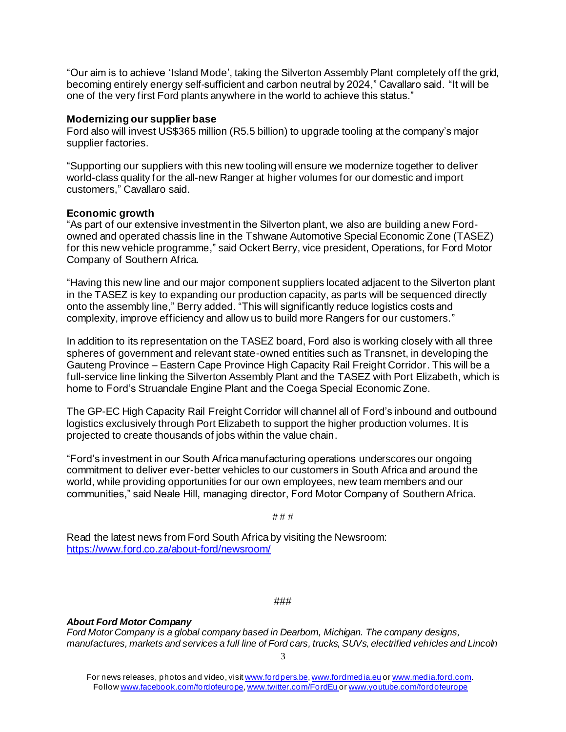"Our aim is to achieve 'Island Mode', taking the Silverton Assembly Plant completely off the grid, becoming entirely energy self-sufficient and carbon neutral by 2024," Cavallaro said. "It will be one of the very first Ford plants anywhere in the world to achieve this status."

**Modernizing our supplier base**

Ford also will invest US$365 million (R5.5 billion) to upgrade tooling at the company's major supplier factories.

"Supporting our suppliers with this new tooling will ensure we modernize together to deliver world-class quality for the all-new Ranger at higher volumes for our domestic and import customers," Cavallaro said.

**Economic growth**

"As part of our extensive investment in the Silverton plant, we also are building a new Ford-owned and operated chassis line in the Tshwane Automotive Special Economic Zone (TASEZ) for this new vehicle programme," said Ockert Berry, vice president, Operations, for Ford Motor Company of Southern Africa.

"Having this new line and our major component suppliers located adjacent to the Silverton plant in the TASEZ is key to expanding our production capacity, as parts will be sequenced directly onto the assembly line," Berry added. "This will significantly reduce logistics costs and complexity, improve efficiency and allow us to build more Rangers for our customers."

In addition to its representation on the TASEZ board, Ford also is working closely with all three spheres of government and relevant state-owned entities such as Transnet, in developing the Gauteng Province – Eastern Cape Province High Capacity Rail Freight Corridor. This will be a full-service line linking the Silverton Assembly Plant and the TASEZ with Port Elizabeth, which is home to Ford's Struandale Engine Plant and the Coega Special Economic Zone.

The GP-EC High Capacity Rail Freight Corridor will channel all of Ford's inbound and outbound logistics exclusively through Port Elizabeth to support the higher production volumes. It is projected to create thousands of jobs within the value chain.

"Ford's investment in our South Africa manufacturing operations underscores our ongoing commitment to deliver ever-better vehicles to our customers in South Africa and around the world, while providing opportunities for our own employees, new team members and our communities," said Neale Hill, managing director, Ford Motor Company of Southern Africa.

# # #

Read the latest news from Ford South Africa by visiting the Newsroom: https://www.ford.co.za/about-ford/newsroom/

###

***About Ford Motor Company***

*Ford Motor Company is a global company based in Dearborn, Michigan. The company designs, manufactures, markets and services a full line of Ford cars, trucks, SUVs, electrified vehicles and Lincoln*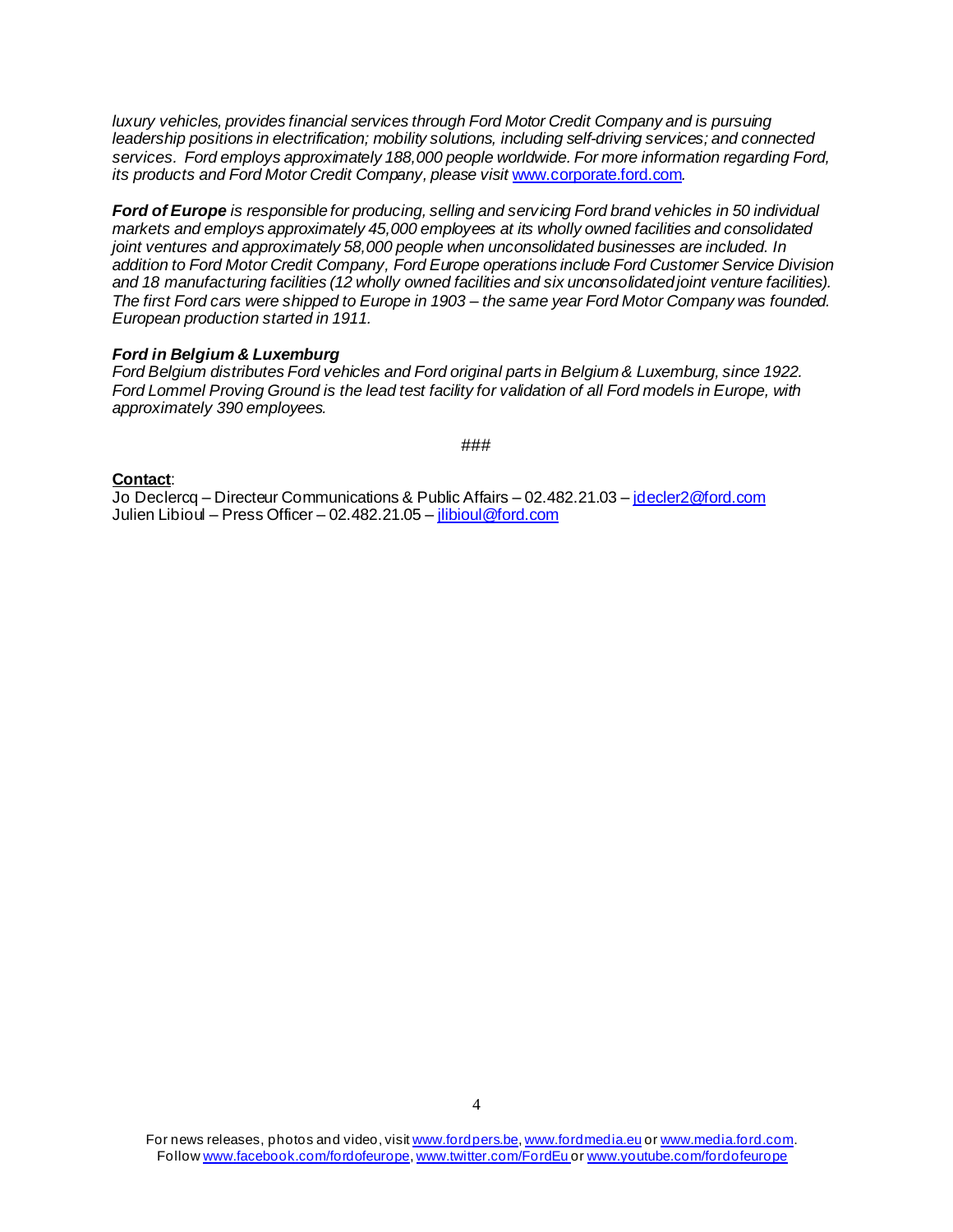*luxury vehicles, provides financial services through Ford Motor Credit Company and is pursuing leadership positions in electrification; mobility solutions, including self-driving services; and connected services. Ford employs approximately 188,000 people worldwide. For more information regarding Ford, its products and Ford Motor Credit Company, please visit* [www.corporate.ford.com](http://www.corporate.ford.com).

***Ford of Europe*** *is responsible for producing, selling and servicing Ford brand vehicles in 50 individual markets and employs approximately 45,000 employees at its wholly owned facilities and consolidated joint ventures and approximately 58,000 people when unconsolidated businesses are included. In addition to Ford Motor Credit Company, Ford Europe operations include Ford Customer Service Division and 18 manufacturing facilities (12 wholly owned facilities and six unconsolidated joint venture facilities). The first Ford cars were shipped to Europe in 1903 – the same year Ford Motor Company was founded. European production started in 1911.*

***Ford in Belgium & Luxemburg***
*Ford Belgium distributes Ford vehicles and Ford original parts in Belgium & Luxemburg, since 1922. Ford Lommel Proving Ground is the lead test facility for validation of all Ford models in Europe, with approximately 390 employees.*

###

**Contact**:
Jo Declercq – Directeur Communications & Public Affairs – 02.482.21.03 – [jdecler2@ford.com](mailto:jdecler2@ford.com)
Julien Libioul – Press Officer – 02.482.21.05 – [jlibioul@ford.com](mailto:jlibioul@ford.com)

For news releases, photos and video, visit [www.fordpers.be](http://www.fordpers.be), [www.fordmedia.eu](http://www.fordmedia.eu) or [www.media.ford.com](http://www.media.ford.com).
Follow [www.facebook.com/fordofeurope](http://www.facebook.com/fordofeurope), [www.twitter.com/FordEu](http://www.twitter.com/FordEu) or [www.youtube.com/fordofeurope](http://www.youtube.com/fordofeurope)